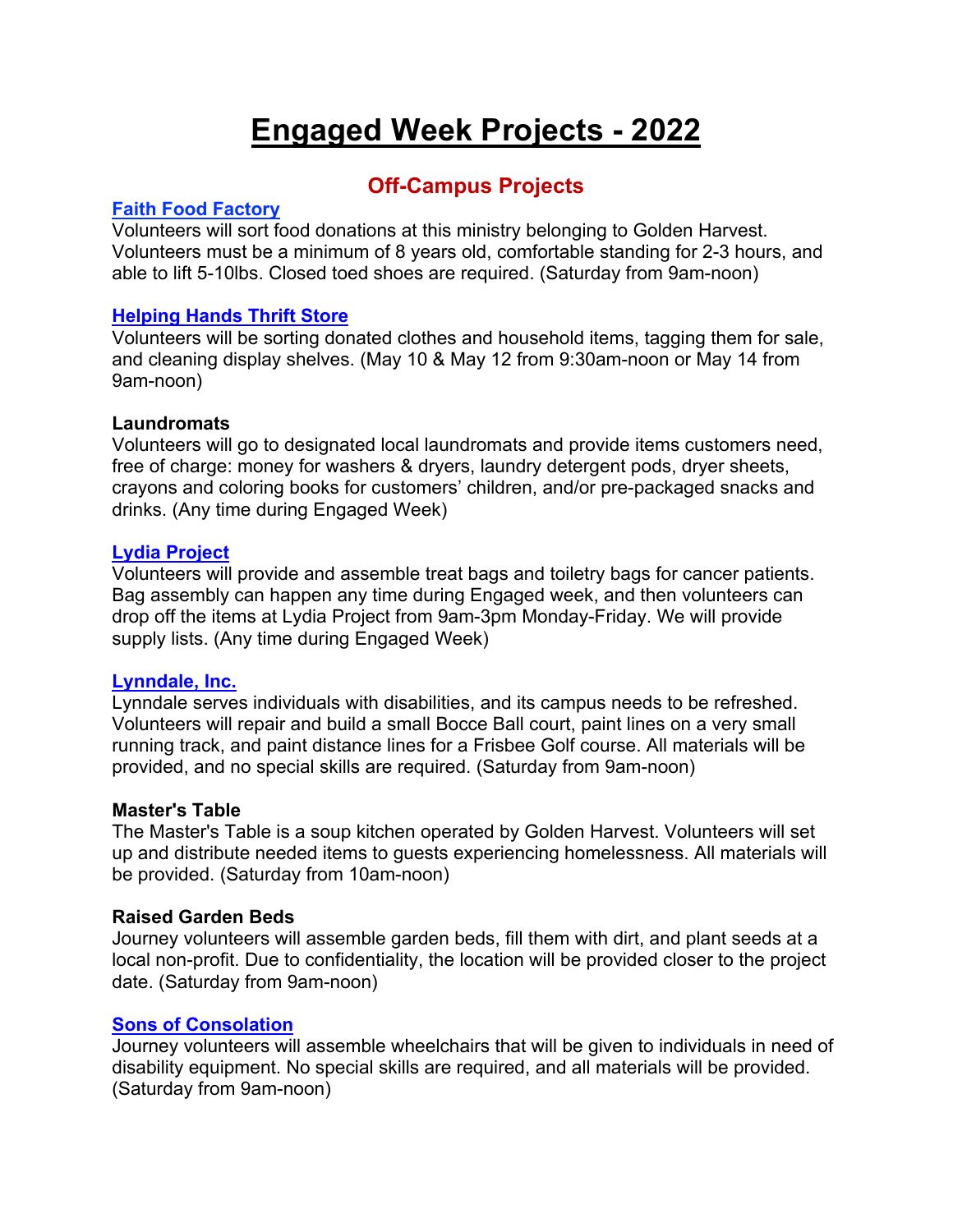# Engaged Week Projects - 2022

## Off-Campus Projects

### Faith Food Factory

Volunteers will sort food donations at this ministry belonging to Golden Harvest. Volunteers must be a minimum of 8 years old, comfortable standing for 2-3 hours, and able to lift 5-10lbs. Closed toed shoes are required. (Saturday from 9am-noon)

### Helping Hands Thrift Store

Volunteers will be sorting donated clothes and household items, tagging them for sale, and cleaning display shelves. (May 10 & May 12 from 9:30am-noon or May 14 from 9am-noon)

### Laundromats

Volunteers will go to designated local laundromats and provide items customers need, free of charge: money for washers & dryers, laundry detergent pods, dryer sheets, crayons and coloring books for customers' children, and/or pre-packaged snacks and drinks. (Any time during Engaged Week)

### Lydia Project

Volunteers will provide and assemble treat bags and toiletry bags for cancer patients. Bag assembly can happen any time during Engaged week, and then volunteers can drop off the items at Lydia Project from 9am-3pm Monday-Friday. We will provide supply lists. (Any time during Engaged Week)

### Lynndale, Inc.

Lynndale serves individuals with disabilities, and its campus needs to be refreshed. Volunteers will repair and build a small Bocce Ball court, paint lines on a very small running track, and paint distance lines for a Frisbee Golf course. All materials will be provided, and no special skills are required. (Saturday from 9am-noon)

### Master's Table

The Master's Table is a soup kitchen operated by Golden Harvest. Volunteers will set up and distribute needed items to guests experiencing homelessness. All materials will be provided. (Saturday from 10am-noon)

### Raised Garden Beds

Journey volunteers will assemble garden beds, fill them with dirt, and plant seeds at a local non-profit. Due to confidentiality, the location will be provided closer to the project date. (Saturday from 9am-noon)

### Sons of Consolation

Journey volunteers will assemble wheelchairs that will be given to individuals in need of disability equipment. No special skills are required, and all materials will be provided. (Saturday from 9am-noon)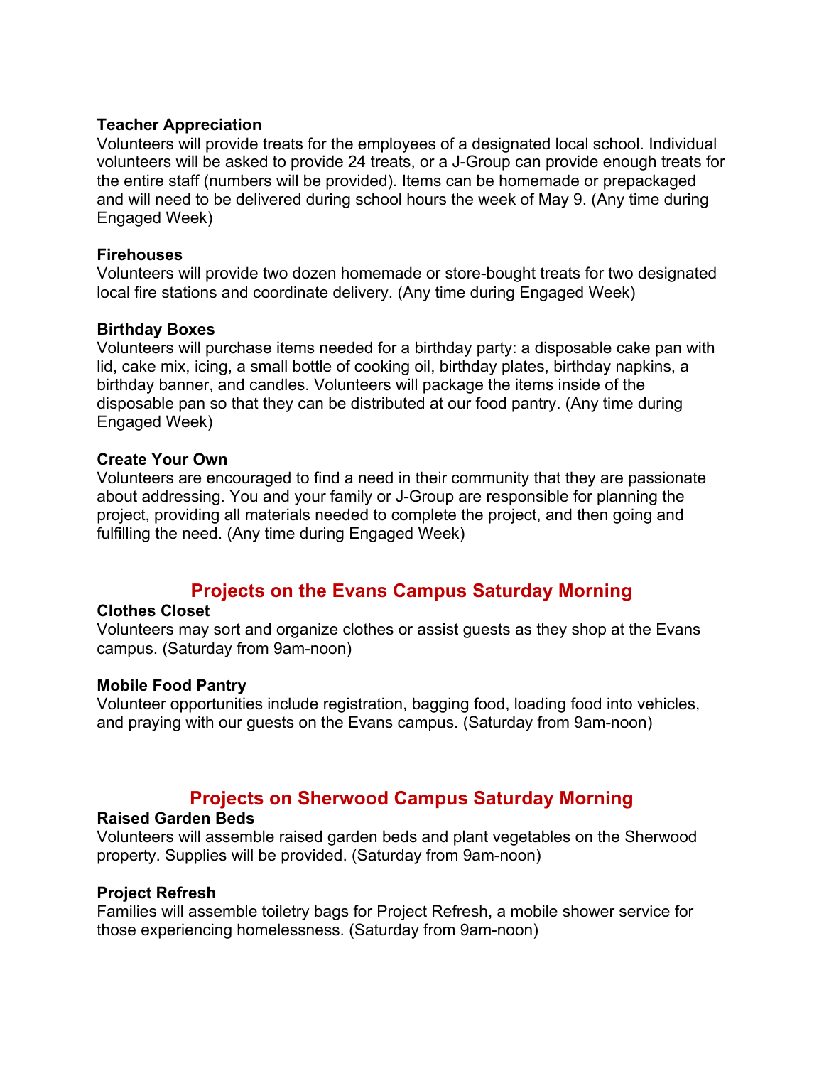**Teacher Appreciation**
Volunteers will provide treats for the employees of a designated local school. Individual volunteers will be asked to provide 24 treats, or a J-Group can provide enough treats for the entire staff (numbers will be provided). Items can be homemade or prepackaged and will need to be delivered during school hours the week of May 9. (Any time during Engaged Week)

**Firehouses**
Volunteers will provide two dozen homemade or store-bought treats for two designated local fire stations and coordinate delivery. (Any time during Engaged Week)

**Birthday Boxes**
Volunteers will purchase items needed for a birthday party: a disposable cake pan with lid, cake mix, icing, a small bottle of cooking oil, birthday plates, birthday napkins, a birthday banner, and candles. Volunteers will package the items inside of the disposable pan so that they can be distributed at our food pantry. (Any time during Engaged Week)

**Create Your Own**
Volunteers are encouraged to find a need in their community that they are passionate about addressing. You and your family or J-Group are responsible for planning the project, providing all materials needed to complete the project, and then going and fulfilling the need. (Any time during Engaged Week)

## Projects on the Evans Campus Saturday Morning

**Clothes Closet**
Volunteers may sort and organize clothes or assist guests as they shop at the Evans campus. (Saturday from 9am-noon)

**Mobile Food Pantry**
Volunteer opportunities include registration, bagging food, loading food into vehicles, and praying with our guests on the Evans campus. (Saturday from 9am-noon)

## Projects on Sherwood Campus Saturday Morning

**Raised Garden Beds**
Volunteers will assemble raised garden beds and plant vegetables on the Sherwood property. Supplies will be provided. (Saturday from 9am-noon)

**Project Refresh**
Families will assemble toiletry bags for Project Refresh, a mobile shower service for those experiencing homelessness. (Saturday from 9am-noon)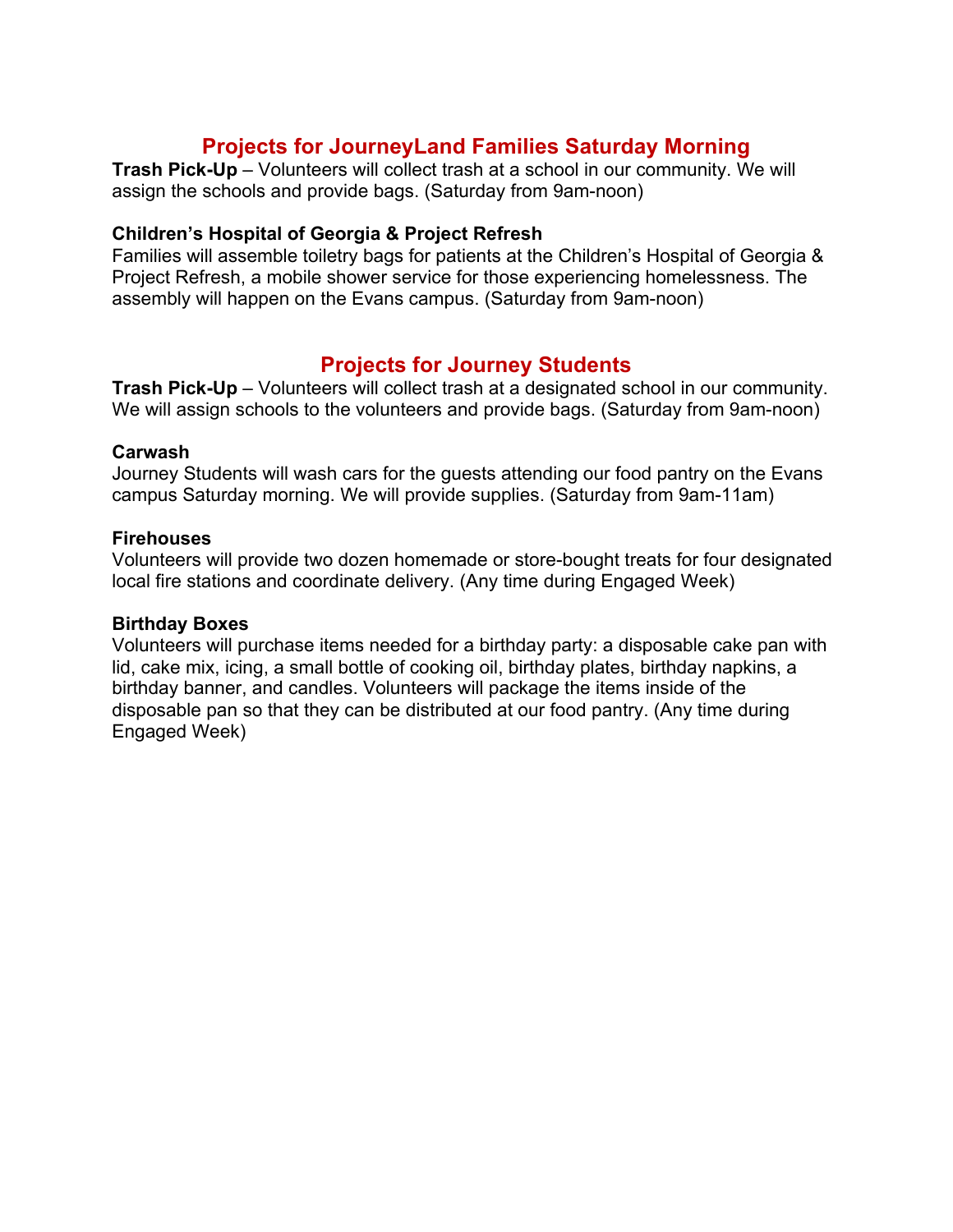## Projects for JourneyLand Families Saturday Morning

**Trash Pick-Up** – Volunteers will collect trash at a school in our community. We will assign the schools and provide bags. (Saturday from 9am-noon)

**Children's Hospital of Georgia & Project Refresh**
Families will assemble toiletry bags for patients at the Children's Hospital of Georgia & Project Refresh, a mobile shower service for those experiencing homelessness. The assembly will happen on the Evans campus. (Saturday from 9am-noon)

## Projects for Journey Students

**Trash Pick-Up** – Volunteers will collect trash at a designated school in our community. We will assign schools to the volunteers and provide bags. (Saturday from 9am-noon)

**Carwash**
Journey Students will wash cars for the guests attending our food pantry on the Evans campus Saturday morning. We will provide supplies. (Saturday from 9am-11am)

**Firehouses**
Volunteers will provide two dozen homemade or store-bought treats for four designated local fire stations and coordinate delivery. (Any time during Engaged Week)

**Birthday Boxes**
Volunteers will purchase items needed for a birthday party: a disposable cake pan with lid, cake mix, icing, a small bottle of cooking oil, birthday plates, birthday napkins, a birthday banner, and candles. Volunteers will package the items inside of the disposable pan so that they can be distributed at our food pantry. (Any time during Engaged Week)